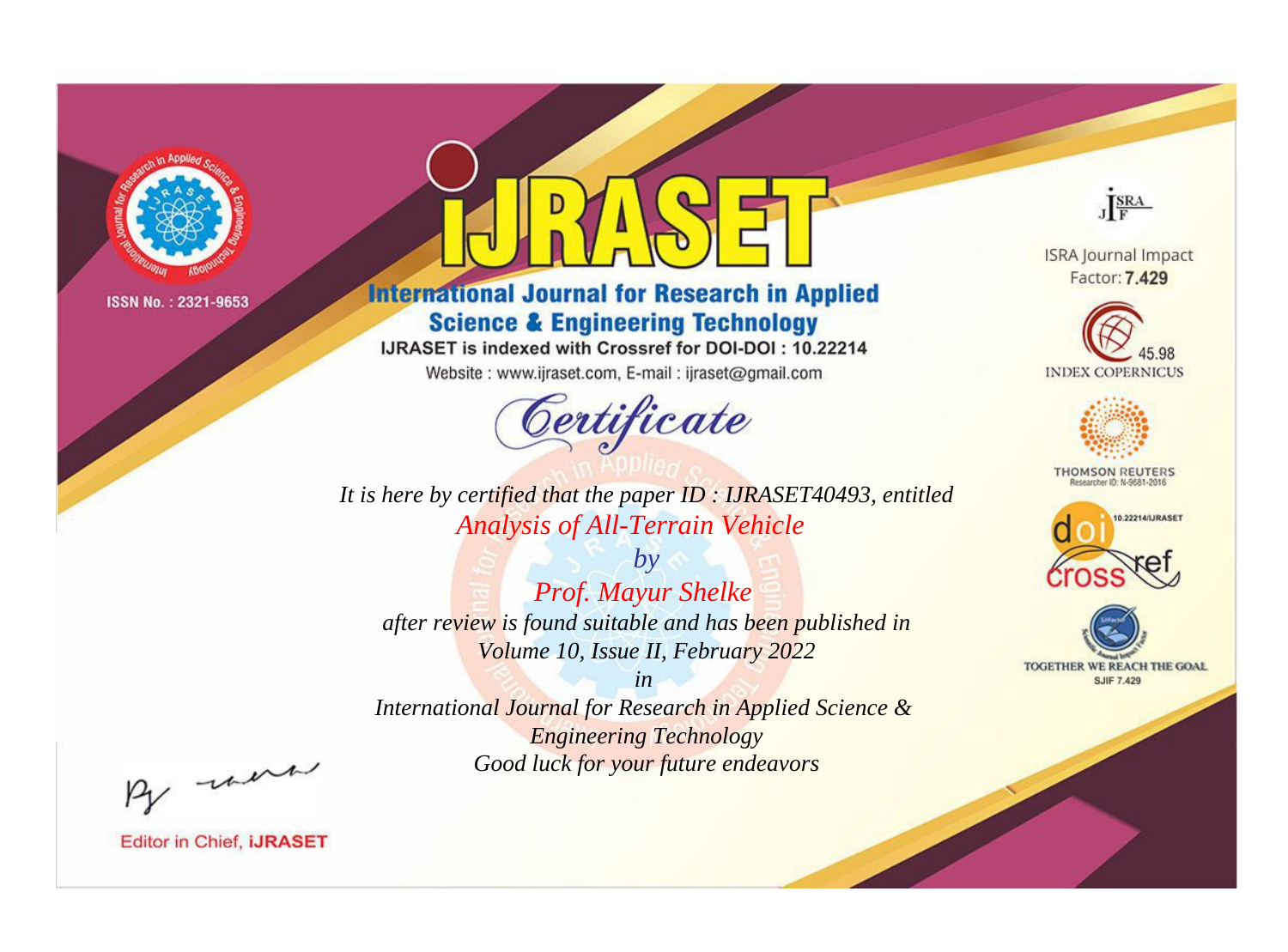ISSN No. : 2321-9653

# IJRASET

## International Journal for Research in Applied Science & Engineering Technology

IJRASET is indexed with Crossref for DOI-DOI : 10.22214

Website : www.ijraset.com, E-mail : ijraset@gmail.com

ISRA Journal Impact Factor: **7.429**

45.98 INDEX COPERNICUS

THOMSON REUTERS Researcher ID: N-9681-2016

10.22214/IJRASET

TOGETHER WE REACH THE GOAL SJIF 7.429

*Certificate*

*It is here by certified that the paper ID : IJRASET40493, entitled*

*Analysis of All-Terrain Vehicle*

*by*

*Prof. Mayur Shelke*

*after review is found suitable and has been published in*

*Volume 10, Issue II, February 2022*

*in*

*International Journal for Research in Applied Science & Engineering Technology*

*Good luck for your future endeavors*

Editor in Chief, **iJRASET**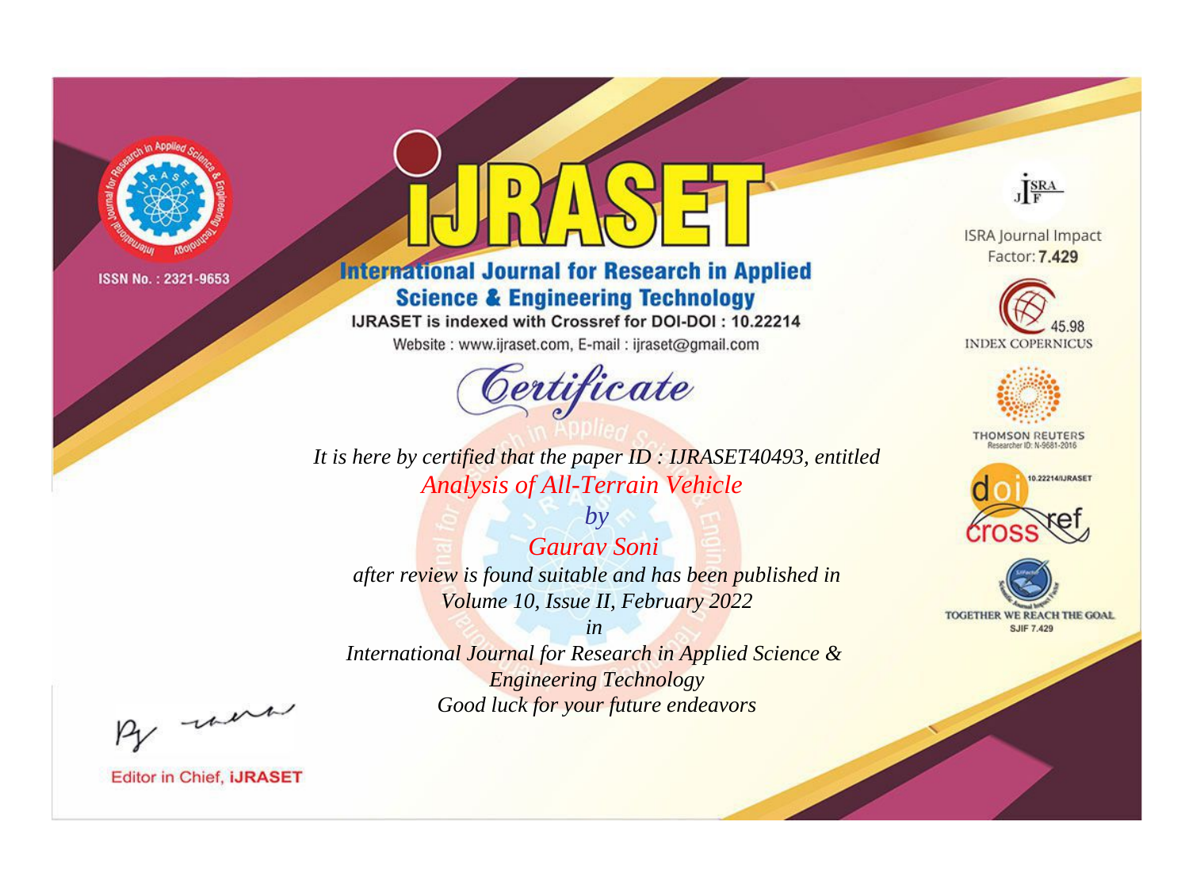ISSN No. : 2321-9653

# International Journal for Research in Applied Science & Engineering Technology

IJRASET is indexed with Crossref for DOI-DOI : 10.22214

Website : www.ijraset.com, E-mail : ijraset@gmail.com

## Certificate

*It is here by certified that the paper ID : IJRASET40493, entitled*

*Analysis of All-Terrain Vehicle*

*by*

*Gaurav Soni*

*after review is found suitable and has been published in*

*Volume 10, Issue II, February 2022*

*in*

*International Journal for Research in Applied Science & Engineering Technology*

*Good luck for your future endeavors*

ISRA Journal Impact Factor: **7.429**

45.98 INDEX COPERNICUS

THOMSON REUTERS Researcher ID: N-9681-2016

10.22214/IJRASET

TOGETHER WE REACH THE GOAL SJIF 7.429

Editor in Chief, **iJRASET**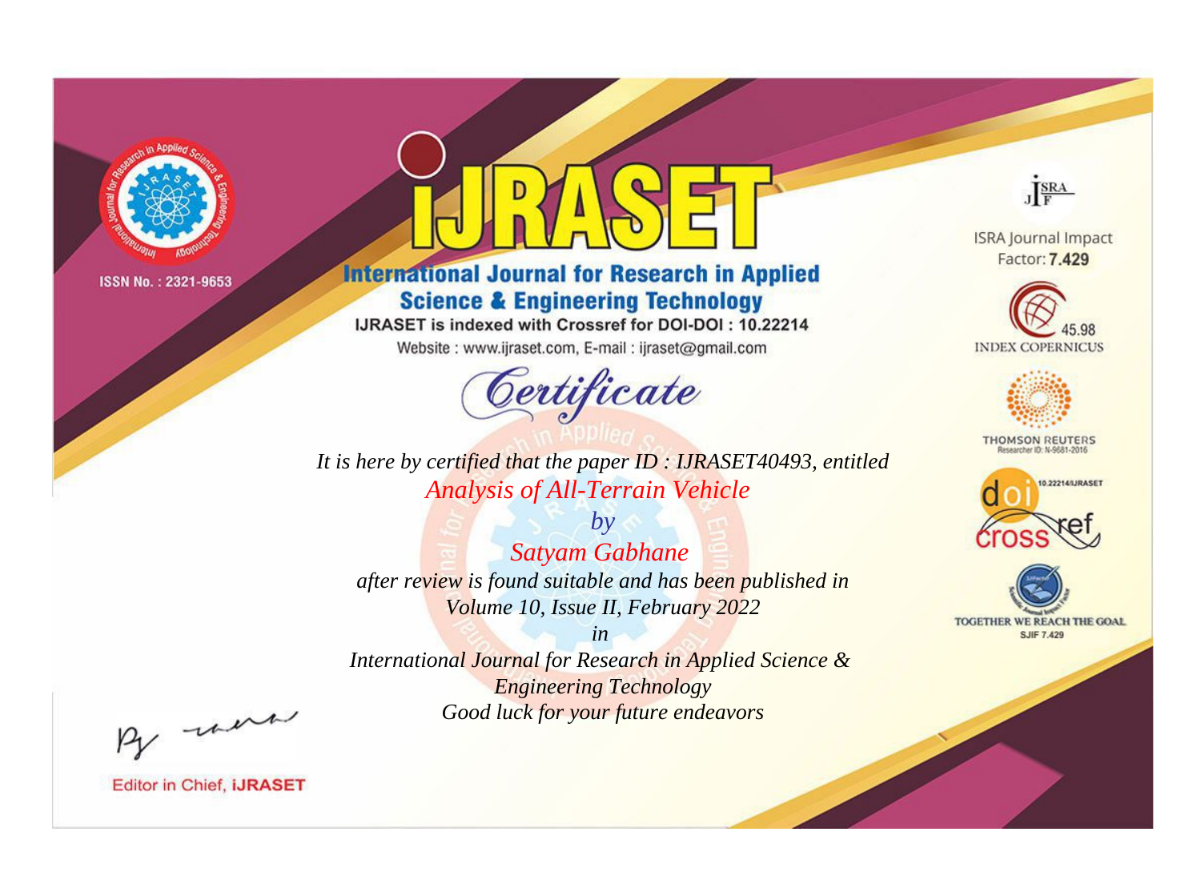ISSN No. : 2321-9653

# iJRASET

## International Journal for Research in Applied Science & Engineering Technology

IJRASET is indexed with Crossref for DOI-DOI : 10.22214

Website : www.ijraset.com, E-mail : ijraset@gmail.com

# Certificate

*It is here by certified that the paper ID : IJRASET40493, entitled*

*Analysis of All-Terrain Vehicle*

*by*

*Satyam Gabhane*

*after review is found suitable and has been published in*

*Volume 10, Issue II, February 2022*

*in*

*International Journal for Research in Applied Science & Engineering Technology*

*Good luck for your future endeavors*

ISRA Journal Impact Factor: **7.429**

45.98 INDEX COPERNICUS

THOMSON REUTERS
Researcher ID: N-9681-2016

10.22214/IJRASET

TOGETHER WE REACH THE GOAL
SJIF 7.429

Editor in Chief, **iJRASET**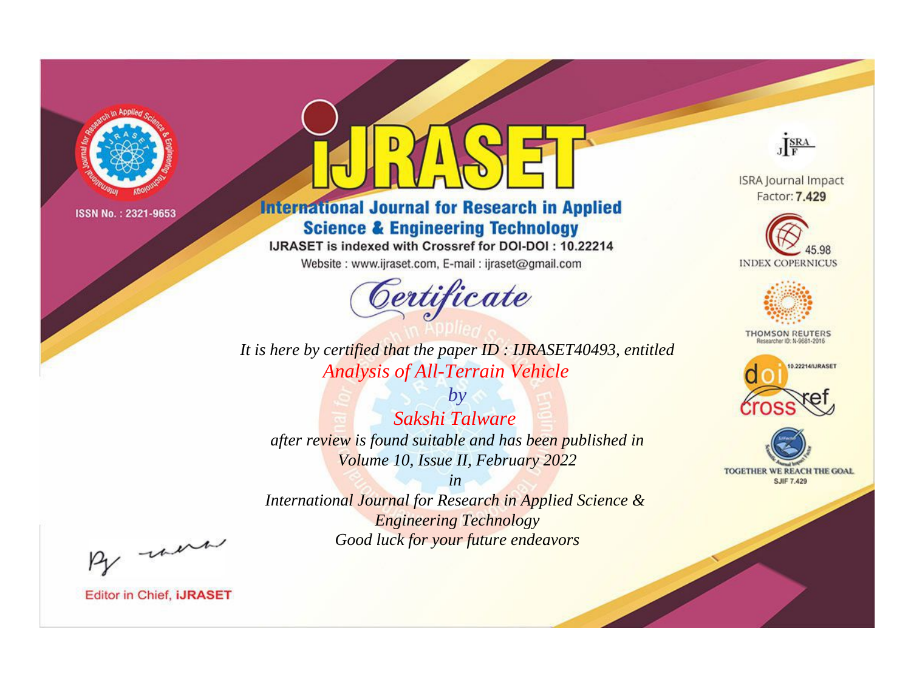ISSN No. : 2321-9653

# IJRASET

## International Journal for Research in Applied Science & Engineering Technology

IJRASET is indexed with Crossref for DOI-DOI : 10.22214

Website : www.ijraset.com, E-mail : ijraset@gmail.com

ISRA Journal Impact Factor: **7.429**

45.98 INDEX COPERNICUS

THOMSON REUTERS Researcher ID: N-9681-2016

10.22214/IJRASET

TOGETHER WE REACH THE GOAL SJIF 7.429

# *Certificate*

*It is here by certified that the paper ID : IJRASET40493, entitled*

*Analysis of All-Terrain Vehicle*

*by*

*Sakshi Talware*

*after review is found suitable and has been published in*

*Volume 10, Issue II, February 2022*

*in*

*International Journal for Research in Applied Science & Engineering Technology*

*Good luck for your future endeavors*

Editor in Chief, **iJRASET**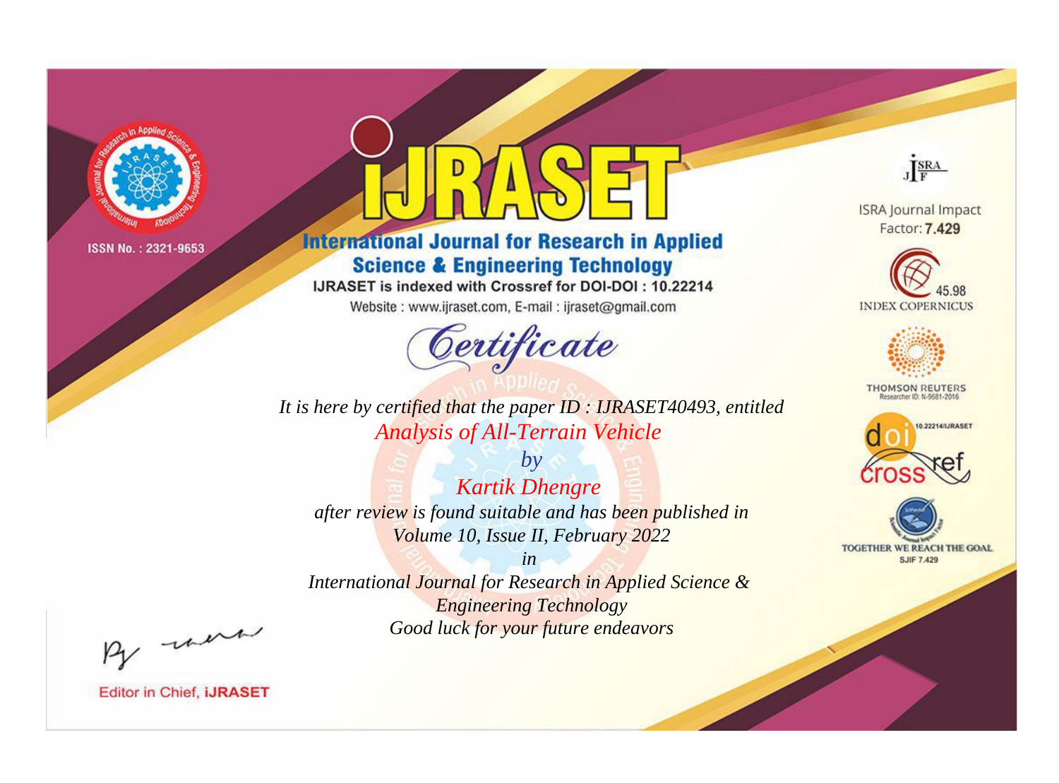ISSN No. : 2321-9653

# iJRASET

## International Journal for Research in Applied Science & Engineering Technology

IJRASET is indexed with Crossref for DOI-DOI : 10.22214

Website : www.ijraset.com, E-mail : ijraset@gmail.com

ISRA Journal Impact Factor: **7.429**

45.98 INDEX COPERNICUS

THOMSON REUTERS Researcher ID: N-9681-2016

10.22214/IJRASET

TOGETHER WE REACH THE GOAL SJIF 7.429

# Certificate

*It is here by certified that the paper ID : IJRASET40493, entitled*

*Analysis of All-Terrain Vehicle*

*by*

*Kartik Dhengre*

*after review is found suitable and has been published in*

*Volume 10, Issue II, February 2022*

*in*

*International Journal for Research in Applied Science & Engineering Technology*

*Good luck for your future endeavors*

Editor in Chief, **iJRASET**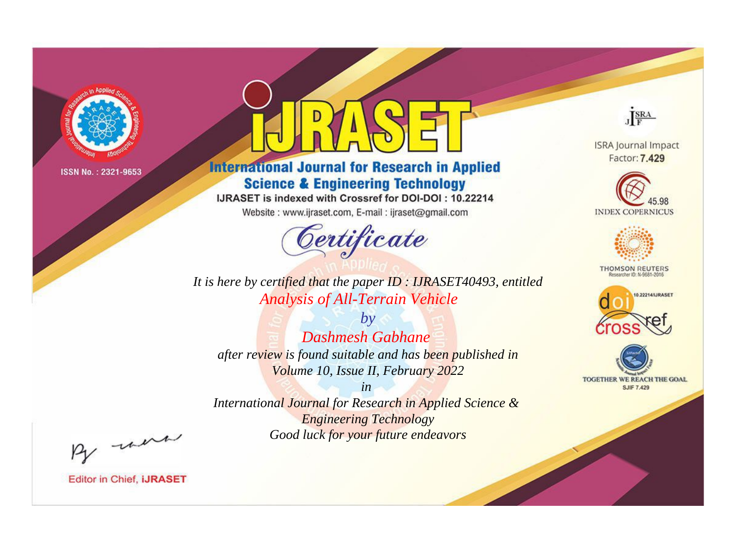ISSN No. : 2321-9653

# iJRASET

## International Journal for Research in Applied Science & Engineering Technology

IJRASET is indexed with Crossref for DOI-DOI : 10.22214

Website : www.ijraset.com, E-mail : ijraset@gmail.com

ISRA Journal Impact Factor: **7.429**

45.98 INDEX COPERNICUS

THOMSON REUTERS Researcher ID: N-9681-2016

10.22214/IJRASET

TOGETHER WE REACH THE GOAL SJIF 7.429

*Certificate*

*It is here by certified that the paper ID : IJRASET40493, entitled*

*Analysis of All-Terrain Vehicle*

*by*

*Dashmesh Gabhane*

*after review is found suitable and has been published in*

*Volume 10, Issue II, February 2022*

*in*

*International Journal for Research in Applied Science & Engineering Technology*

*Good luck for your future endeavors*

Editor in Chief, **iJRASET**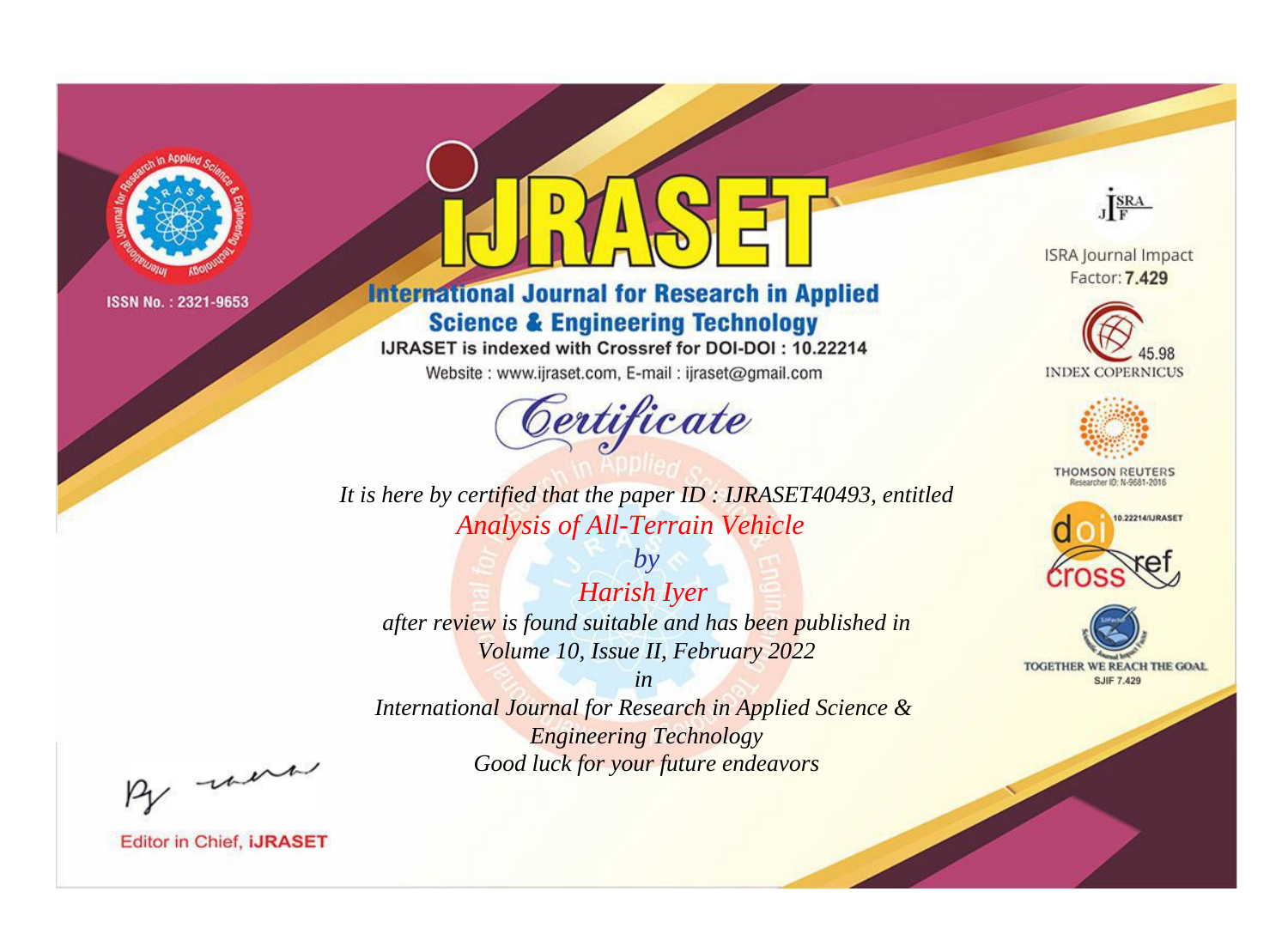ISSN No. : 2321-9653

# IJRASET

## International Journal for Research in Applied Science & Engineering Technology

IJRASET is indexed with Crossref for DOI-DOI : 10.22214

Website : www.ijraset.com, E-mail : ijraset@gmail.com

ISRA Journal Impact Factor: **7.429**

45.98 INDEX COPERNICUS

THOMSON REUTERS Researcher ID: N-9681-2016

10.22214/IJRASET

TOGETHER WE REACH THE GOAL SJIF 7.429

# *Certificate*

*It is here by certified that the paper ID : IJRASET40493, entitled*

*Analysis of All-Terrain Vehicle*

*by*

*Harish Iyer*

*after review is found suitable and has been published in*

*Volume 10, Issue II, February 2022*

*in*

*International Journal for Research in Applied Science & Engineering Technology*

*Good luck for your future endeavors*

Editor in Chief, **iJRASET**